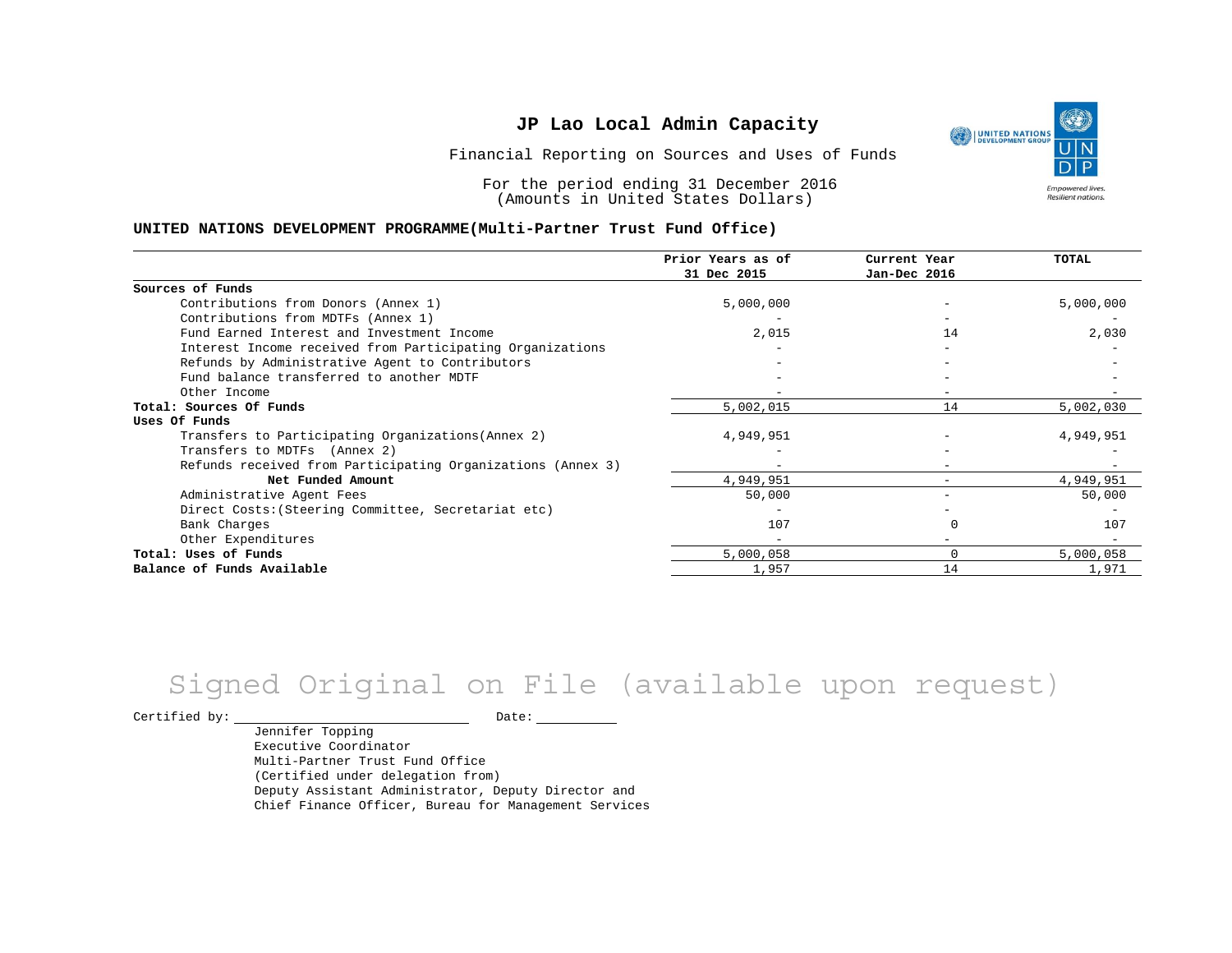# JP Lao Local Admin Capacity

Financial Reporting on Sources and Uses of Funds

For the period ending 31 December 2016
(Amounts in United States Dollars)

## UNITED NATIONS DEVELOPMENT PROGRAMME(Multi-Partner Trust Fund Office)

| | Prior Years as of 31 Dec 2015 | Current Year Jan-Dec 2016 | TOTAL |
|---|---|---|---|
| **Sources of Funds** | | | |
| Contributions from Donors (Annex 1) | 5,000,000 | - | 5,000,000 |
| Contributions from MDTFs (Annex 1) | - | - | - |
| Fund Earned Interest and Investment Income | 2,015 | 14 | 2,030 |
| Interest Income received from Participating Organizations | - | - | - |
| Refunds by Administrative Agent to Contributors | - | - | - |
| Fund balance transferred to another MDTF | - | - | - |
| Other Income | - | - | - |
| **Total: Sources Of Funds** | 5,002,015 | 14 | 5,002,030 |
| **Uses Of Funds** | | | |
| Transfers to Participating Organizations(Annex 2) | 4,949,951 | - | 4,949,951 |
| Transfers to MDTFs (Annex 2) | - | - | - |
| Refunds received from Participating Organizations (Annex 3) | - | - | - |
| **Net Funded Amount** | 4,949,951 | - | 4,949,951 |
| Administrative Agent Fees | 50,000 | - | 50,000 |
| Direct Costs:(Steering Committee, Secretariat etc) | - | - | - |
| Bank Charges | 107 | 0 | 107 |
| Other Expenditures | - | - | - |
| **Total: Uses of Funds** | 5,000,058 | 0 | 5,000,058 |
| **Balance of Funds Available** | 1,957 | 14 | 1,971 |

Signed Original on File (available upon request)

Certified by: ____________________ Date: __________

Jennifer Topping
Executive Coordinator
Multi-Partner Trust Fund Office
(Certified under delegation from)
Deputy Assistant Administrator, Deputy Director and
Chief Finance Officer, Bureau for Management Services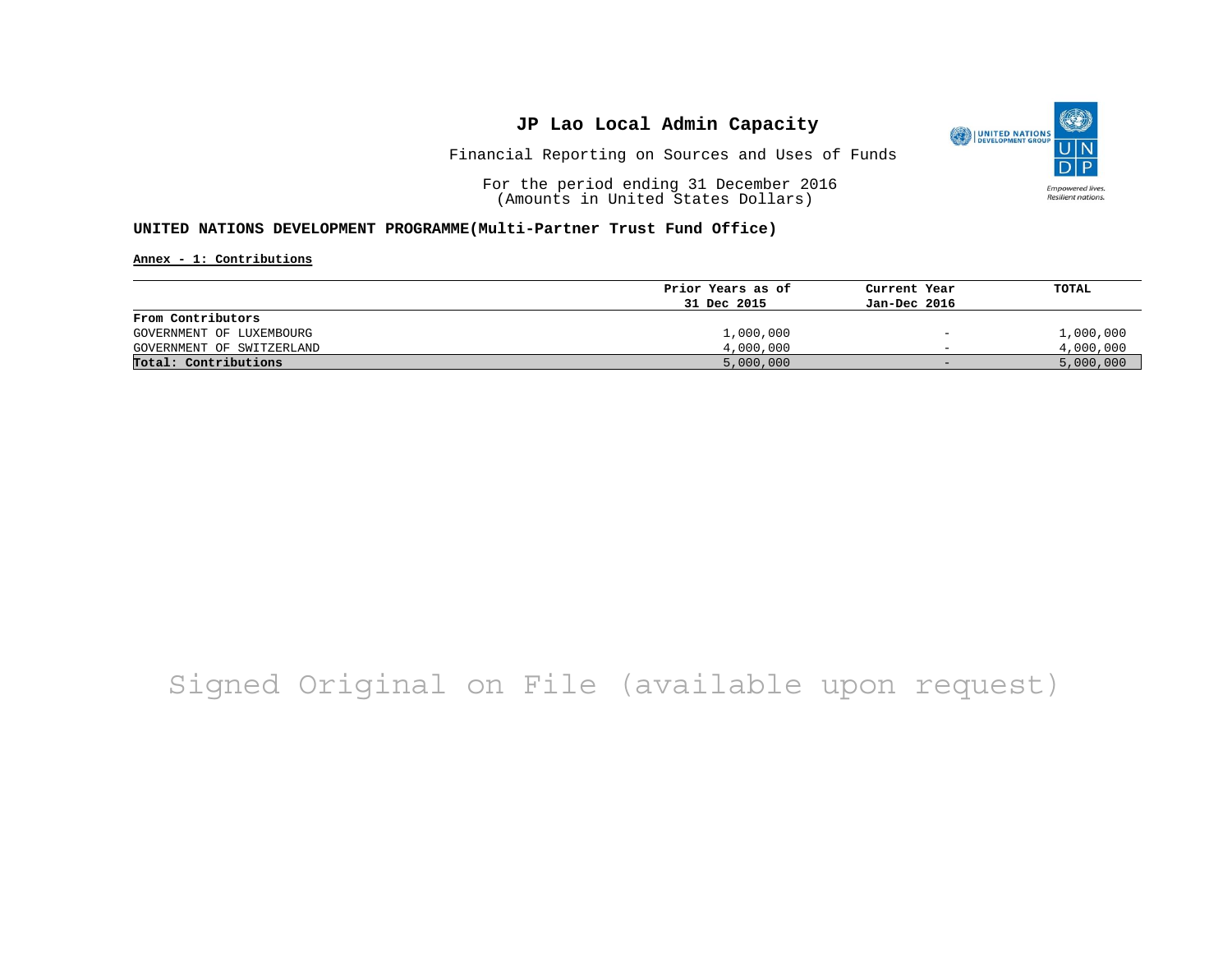# JP Lao Local Admin Capacity

Financial Reporting on Sources and Uses of Funds

For the period ending 31 December 2016
(Amounts in United States Dollars)

**UNITED NATIONS DEVELOPMENT PROGRAMME(Multi-Partner Trust Fund Office)**

**Annex - 1: Contributions**

| | Prior Years as of 31 Dec 2015 | Current Year Jan-Dec 2016 | TOTAL |
|---|---|---|---|
| **From Contributors** | | | |
| GOVERNMENT OF LUXEMBOURG | 1,000,000 | - | 1,000,000 |
| GOVERNMENT OF SWITZERLAND | 4,000,000 | - | 4,000,000 |
| **Total: Contributions** | 5,000,000 | - | 5,000,000 |

Signed Original on File (available upon request)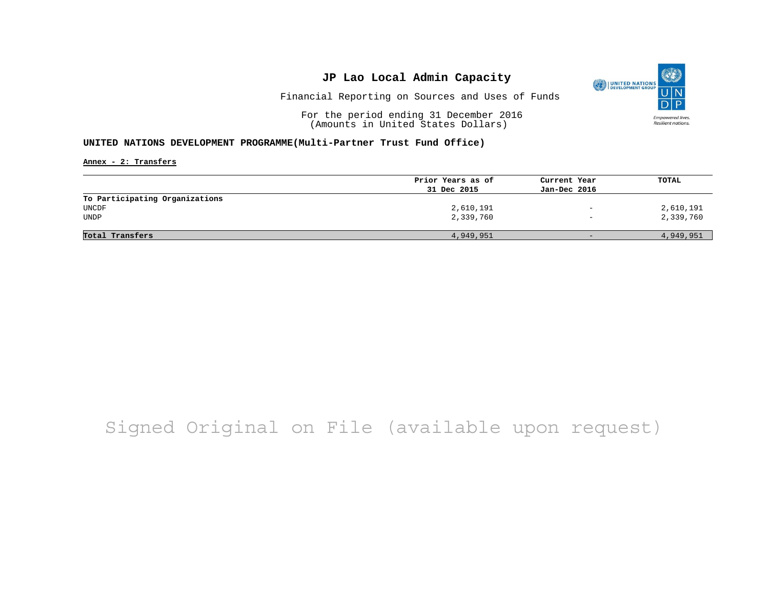# JP Lao Local Admin Capacity

Financial Reporting on Sources and Uses of Funds

For the period ending 31 December 2016
(Amounts in United States Dollars)

**UNITED NATIONS DEVELOPMENT PROGRAMME(Multi-Partner Trust Fund Office)**

**Annex - 2: Transfers**

| | Prior Years as of 31 Dec 2015 | Current Year Jan-Dec 2016 | TOTAL |
|---|---|---|---|
| **To Participating Organizations** | | | |
| UNCDF | 2,610,191 | - | 2,610,191 |
| UNDP | 2,339,760 | - | 2,339,760 |
| **Total Transfers** | 4,949,951 | - | 4,949,951 |

Signed Original on File (available upon request)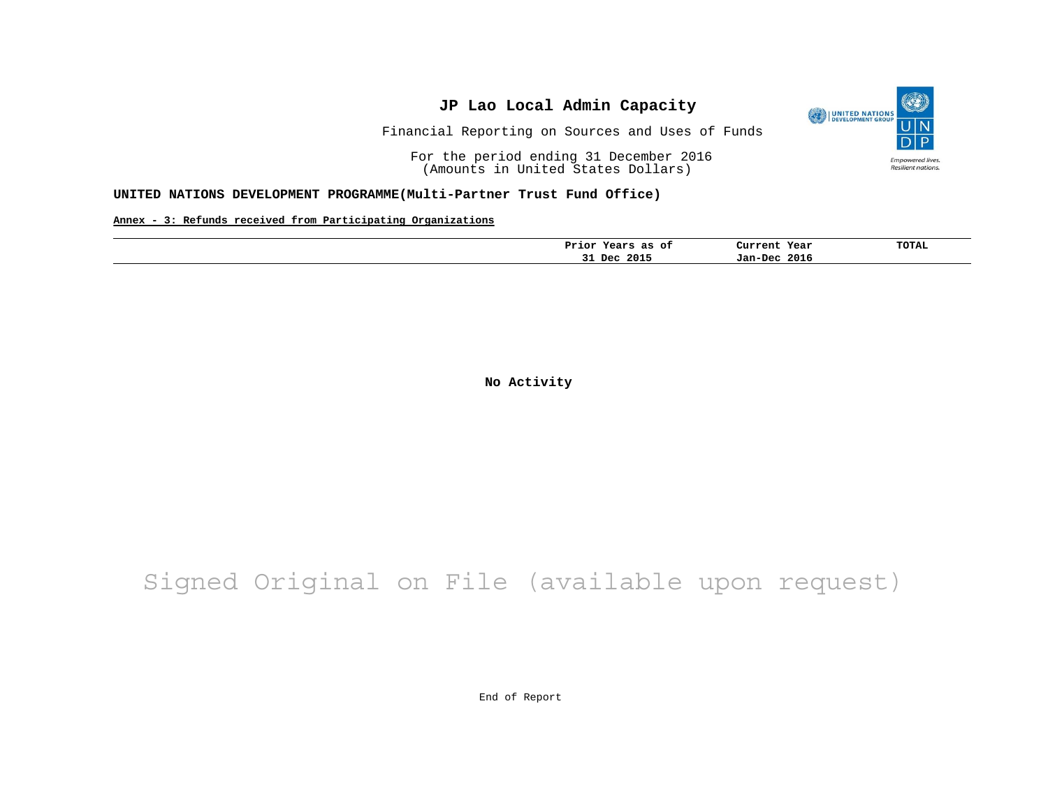# JP Lao Local Admin Capacity

Financial Reporting on Sources and Uses of Funds

For the period ending 31 December 2016
(Amounts in United States Dollars)

UNITED NATIONS DEVELOPMENT GROUP

UNDP

Empowered lives.
Resilient nations.

**UNITED NATIONS DEVELOPMENT PROGRAMME(Multi-Partner Trust Fund Office)**

**Annex - 3: Refunds received from Participating Organizations**

| | Prior Years as of 31 Dec 2015 | Current Year Jan-Dec 2016 | TOTAL |
|---|---|---|---|

**No Activity**

Signed Original on File (available upon request)

End of Report